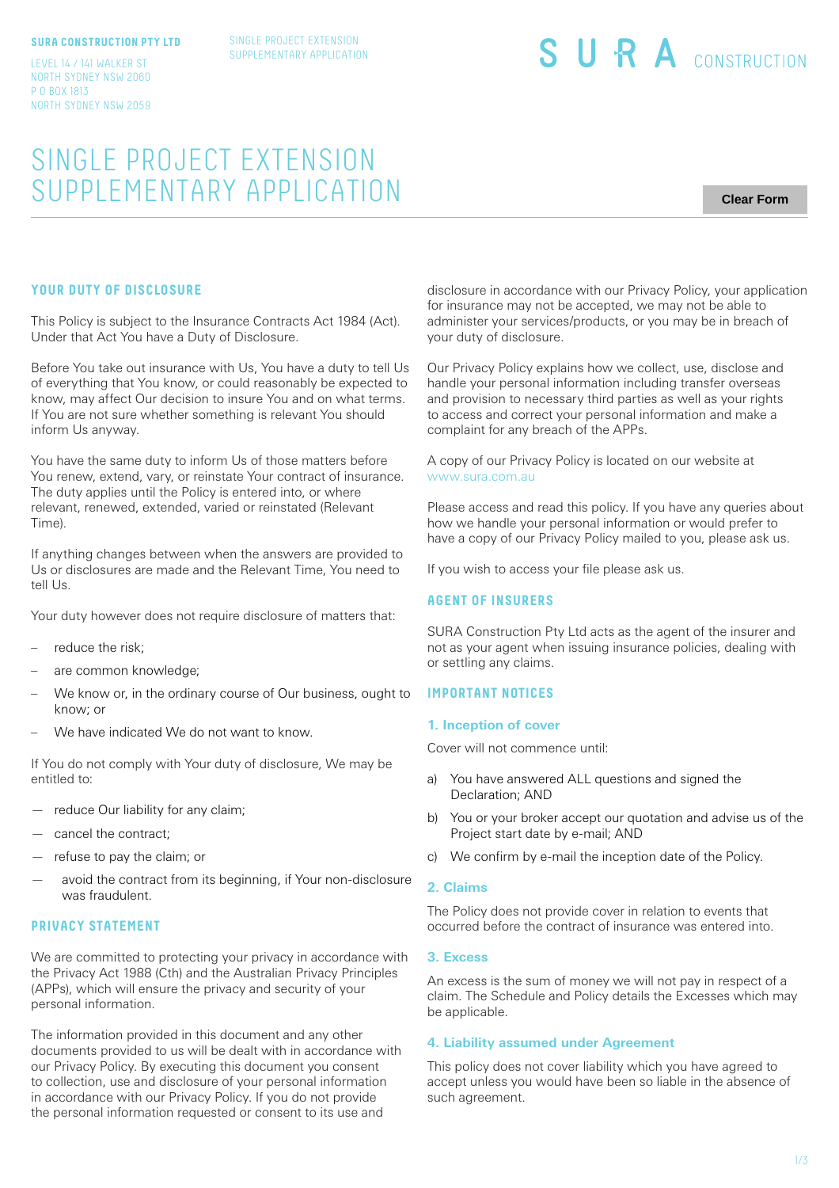**SURA CONSTRUCTION PTY LTD**

LEVEL 14 / 141 WALKER ST
NORTH SYDNEY NSW 2060
P O BOX 1813
NORTH SYDNEY NSW 2059

SINGLE PROJECT EXTENSION
SUPPLEMENTARY APPLICATION

SURA CONSTRUCTION

# SINGLE PROJECT EXTENSION SUPPLEMENTARY APPLICATION

Clear Form

## YOUR DUTY OF DISCLOSURE

This Policy is subject to the Insurance Contracts Act 1984 (Act). Under that Act You have a Duty of Disclosure.

Before You take out insurance with Us, You have a duty to tell Us of everything that You know, or could reasonably be expected to know, may affect Our decision to insure You and on what terms. If You are not sure whether something is relevant You should inform Us anyway.

You have the same duty to inform Us of those matters before You renew, extend, vary, or reinstate Your contract of insurance. The duty applies until the Policy is entered into, or where relevant, renewed, extended, varied or reinstated (Relevant Time).

If anything changes between when the answers are provided to Us or disclosures are made and the Relevant Time, You need to tell Us.

Your duty however does not require disclosure of matters that:

- reduce the risk;
- are common knowledge;
- We know or, in the ordinary course of Our business, ought to know; or
- We have indicated We do not want to know.

If You do not comply with Your duty of disclosure, We may be entitled to:

- reduce Our liability for any claim;
- cancel the contract;
- refuse to pay the claim; or
- avoid the contract from its beginning, if Your non-disclosure was fraudulent.

## PRIVACY STATEMENT

We are committed to protecting your privacy in accordance with the Privacy Act 1988 (Cth) and the Australian Privacy Principles (APPs), which will ensure the privacy and security of your personal information.

The information provided in this document and any other documents provided to us will be dealt with in accordance with our Privacy Policy. By executing this document you consent to collection, use and disclosure of your personal information in accordance with our Privacy Policy. If you do not provide the personal information requested or consent to its use and disclosure in accordance with our Privacy Policy, your application for insurance may not be accepted, we may not be able to administer your services/products, or you may be in breach of your duty of disclosure.

Our Privacy Policy explains how we collect, use, disclose and handle your personal information including transfer overseas and provision to necessary third parties as well as your rights to access and correct your personal information and make a complaint for any breach of the APPs.

A copy of our Privacy Policy is located on our website at www.sura.com.au

Please access and read this policy. If you have any queries about how we handle your personal information or would prefer to have a copy of our Privacy Policy mailed to you, please ask us.

If you wish to access your file please ask us.

## AGENT OF INSURERS

SURA Construction Pty Ltd acts as the agent of the insurer and not as your agent when issuing insurance policies, dealing with or settling any claims.

## IMPORTANT NOTICES

### 1. Inception of cover

Cover will not commence until:

a) You have answered ALL questions and signed the Declaration; AND
b) You or your broker accept our quotation and advise us of the Project start date by e-mail; AND
c) We confirm by e-mail the inception date of the Policy.

### 2. Claims

The Policy does not provide cover in relation to events that occurred before the contract of insurance was entered into.

### 3. Excess

An excess is the sum of money we will not pay in respect of a claim. The Schedule and Policy details the Excesses which may be applicable.

### 4. Liability assumed under Agreement

This policy does not cover liability which you have agreed to accept unless you would have been so liable in the absence of such agreement.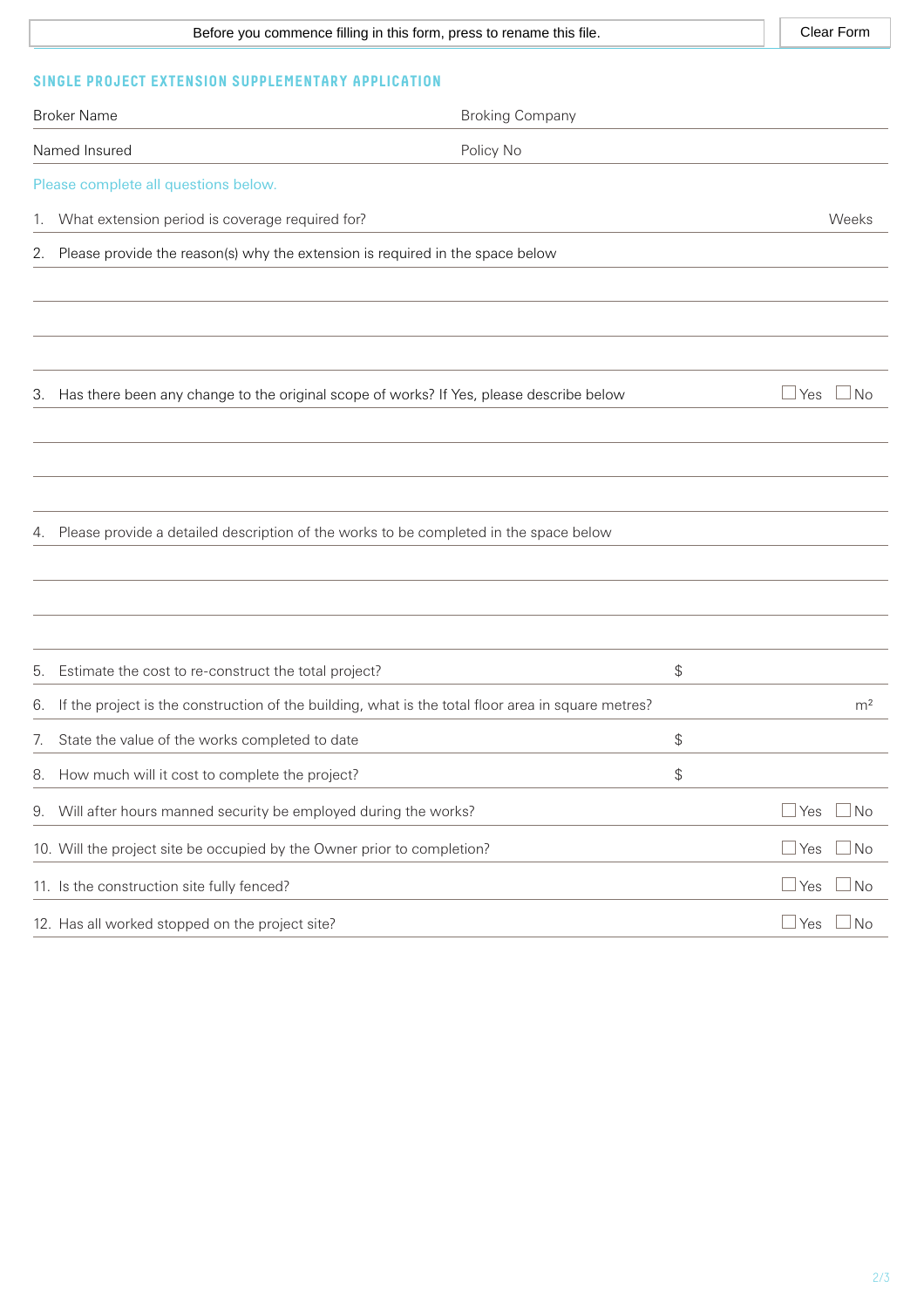Before you commence filling in this form, press to rename this file.

Clear Form

## SINGLE PROJECT EXTENSION SUPPLEMENTARY APPLICATION

Broker Name

Broking Company

Named Insured

Policy No

Please complete all questions below.

1. What extension period is coverage required for? Weeks

2. Please provide the reason(s) why the extension is required in the space below

3. Has there been any change to the original scope of works? If Yes, please describe below ☐ Yes ☐ No

4. Please provide a detailed description of the works to be completed in the space below

5. Estimate the cost to re-construct the total project? $

6. If the project is the construction of the building, what is the total floor area in square metres? $m^2$

7. State the value of the works completed to date $

8. How much will it cost to complete the project? $

9. Will after hours manned security be employed during the works? ☐ Yes ☐ No

10. Will the project site be occupied by the Owner prior to completion? ☐ Yes ☐ No

11. Is the construction site fully fenced? ☐ Yes ☐ No

12. Has all worked stopped on the project site? ☐ Yes ☐ No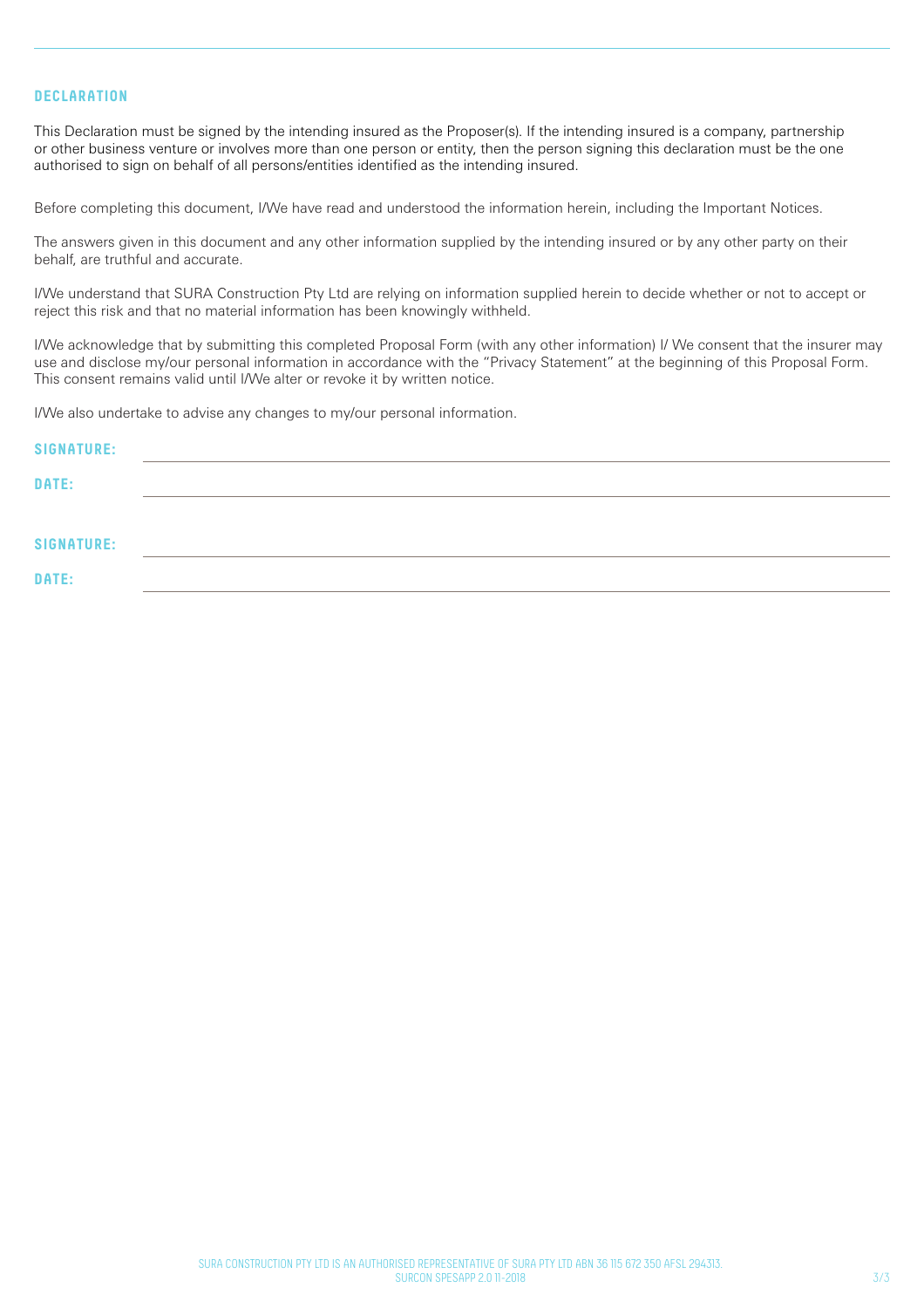## DECLARATION

This Declaration must be signed by the intending insured as the Proposer(s). If the intending insured is a company, partnership or other business venture or involves more than one person or entity, then the person signing this declaration must be the one authorised to sign on behalf of all persons/entities identified as the intending insured.

Before completing this document, I/We have read and understood the information herein, including the Important Notices.

The answers given in this document and any other information supplied by the intending insured or by any other party on their behalf, are truthful and accurate.

I/We understand that SURA Construction Pty Ltd are relying on information supplied herein to decide whether or not to accept or reject this risk and that no material information has been knowingly withheld.

I/We acknowledge that by submitting this completed Proposal Form (with any other information) I/ We consent that the insurer may use and disclose my/our personal information in accordance with the "Privacy Statement" at the beginning of this Proposal Form. This consent remains valid until I/We alter or revoke it by written notice.

I/We also undertake to advise any changes to my/our personal information.

**SIGNATURE:** ______________________________

**DATE:** ______________________________

**SIGNATURE:** ______________________________

**DATE:** ______________________________

SURA CONSTRUCTION PTY LTD IS AN AUTHORISED REPRESENTATIVE OF SURA PTY LTD ABN 36 115 672 350 AFSL 294313.
SURCON SPESAPP 2.0 11-2018